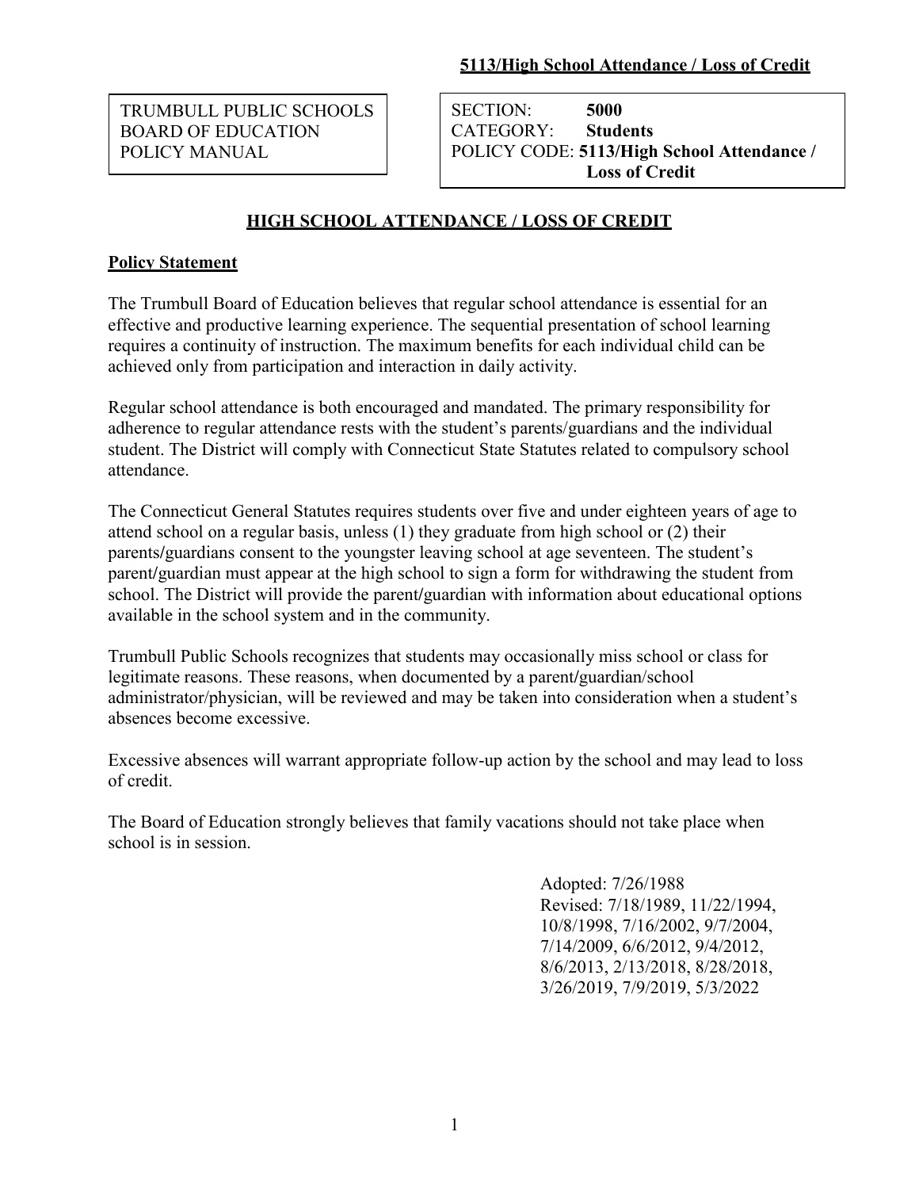TRUMBULL PUBLIC SCHOOLS
BOARD OF EDUCATION
POLICY MANUAL

SECTION: **5000**
CATEGORY: **Students**
POLICY CODE: **5113/High School Attendance / Loss of Credit**

# HIGH SCHOOL ATTENDANCE / LOSS OF CREDIT

## Policy Statement

The Trumbull Board of Education believes that regular school attendance is essential for an effective and productive learning experience. The sequential presentation of school learning requires a continuity of instruction. The maximum benefits for each individual child can be achieved only from participation and interaction in daily activity.

Regular school attendance is both encouraged and mandated. The primary responsibility for adherence to regular attendance rests with the student's parents/guardians and the individual student. The District will comply with Connecticut State Statutes related to compulsory school attendance.

The Connecticut General Statutes requires students over five and under eighteen years of age to attend school on a regular basis, unless (1) they graduate from high school or (2) their parents/guardians consent to the youngster leaving school at age seventeen. The student's parent/guardian must appear at the high school to sign a form for withdrawing the student from school. The District will provide the parent/guardian with information about educational options available in the school system and in the community.

Trumbull Public Schools recognizes that students may occasionally miss school or class for legitimate reasons. These reasons, when documented by a parent/guardian/school administrator/physician, will be reviewed and may be taken into consideration when a student's absences become excessive.

Excessive absences will warrant appropriate follow-up action by the school and may lead to loss of credit.

The Board of Education strongly believes that family vacations should not take place when school is in session.

Adopted: 7/26/1988
Revised: 7/18/1989, 11/22/1994, 10/8/1998, 7/16/2002, 9/7/2004, 7/14/2009, 6/6/2012, 9/4/2012, 8/6/2013, 2/13/2018, 8/28/2018, 3/26/2019, 7/9/2019, 5/3/2022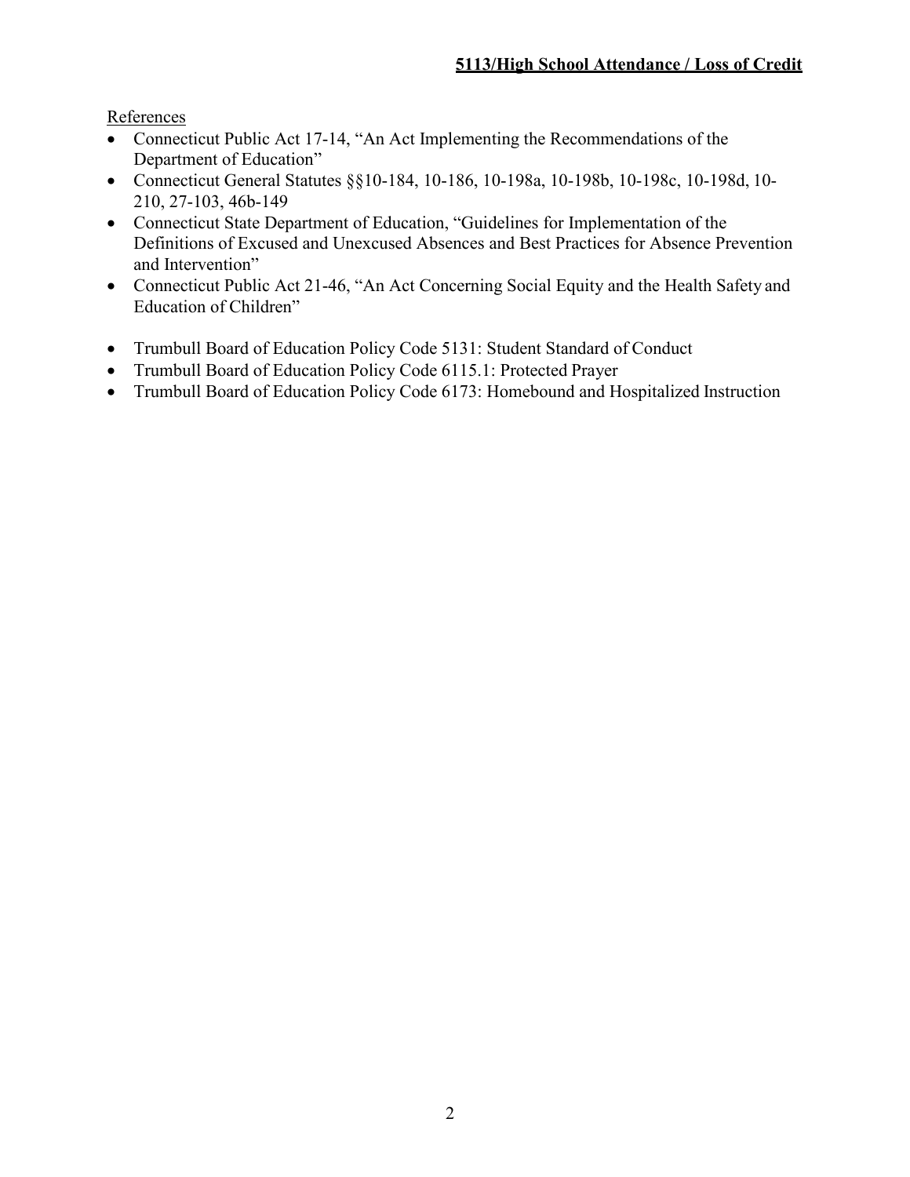References

- Connecticut Public Act 17-14, "An Act Implementing the Recommendations of the Department of Education"
- Connecticut General Statutes §§10-184, 10-186, 10-198a, 10-198b, 10-198c, 10-198d, 10-210, 27-103, 46b-149
- Connecticut State Department of Education, "Guidelines for Implementation of the Definitions of Excused and Unexcused Absences and Best Practices for Absence Prevention and Intervention"
- Connecticut Public Act 21-46, "An Act Concerning Social Equity and the Health Safety and Education of Children"

- Trumbull Board of Education Policy Code 5131: Student Standard of Conduct
- Trumbull Board of Education Policy Code 6115.1: Protected Prayer
- Trumbull Board of Education Policy Code 6173: Homebound and Hospitalized Instruction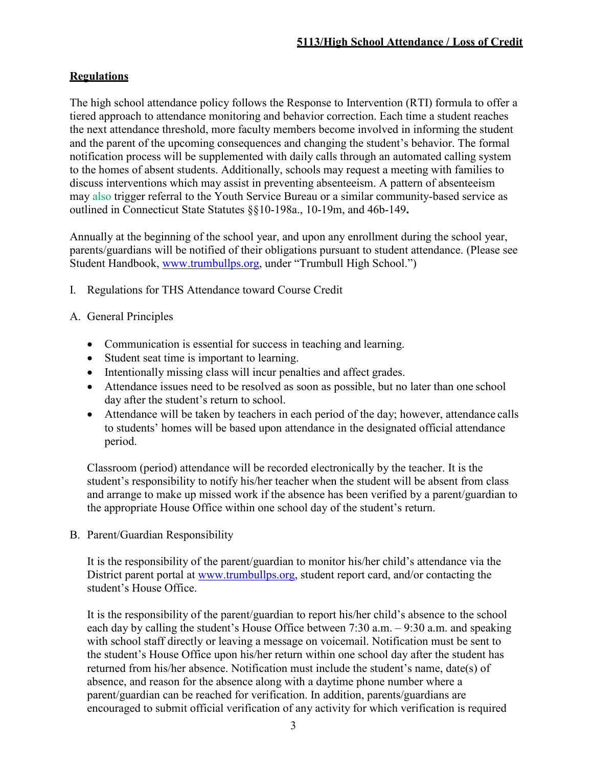## Regulations

The high school attendance policy follows the Response to Intervention (RTI) formula to offer a tiered approach to attendance monitoring and behavior correction. Each time a student reaches the next attendance threshold, more faculty members become involved in informing the student and the parent of the upcoming consequences and changing the student's behavior. The formal notification process will be supplemented with daily calls through an automated calling system to the homes of absent students. Additionally, schools may request a meeting with families to discuss interventions which may assist in preventing absenteeism. A pattern of absenteeism may also trigger referral to the Youth Service Bureau or a similar community-based service as outlined in Connecticut State Statutes §§10-198a., 10-19m, and 46b-149**.**

Annually at the beginning of the school year, and upon any enrollment during the school year, parents/guardians will be notified of their obligations pursuant to student attendance. (Please see Student Handbook, www.trumbullps.org, under "Trumbull High School.")

I. Regulations for THS Attendance toward Course Credit

A. General Principles

- Communication is essential for success in teaching and learning.
- Student seat time is important to learning.
- Intentionally missing class will incur penalties and affect grades.
- Attendance issues need to be resolved as soon as possible, but no later than one school day after the student's return to school.
- Attendance will be taken by teachers in each period of the day; however, attendance calls to students' homes will be based upon attendance in the designated official attendance period.

Classroom (period) attendance will be recorded electronically by the teacher. It is the student's responsibility to notify his/her teacher when the student will be absent from class and arrange to make up missed work if the absence has been verified by a parent/guardian to the appropriate House Office within one school day of the student's return.

B. Parent/Guardian Responsibility

It is the responsibility of the parent/guardian to monitor his/her child's attendance via the District parent portal at www.trumbullps.org, student report card, and/or contacting the student's House Office.

It is the responsibility of the parent/guardian to report his/her child's absence to the school each day by calling the student's House Office between 7:30 a.m. – 9:30 a.m. and speaking with school staff directly or leaving a message on voicemail. Notification must be sent to the student's House Office upon his/her return within one school day after the student has returned from his/her absence. Notification must include the student's name, date(s) of absence, and reason for the absence along with a daytime phone number where a parent/guardian can be reached for verification. In addition, parents/guardians are encouraged to submit official verification of any activity for which verification is required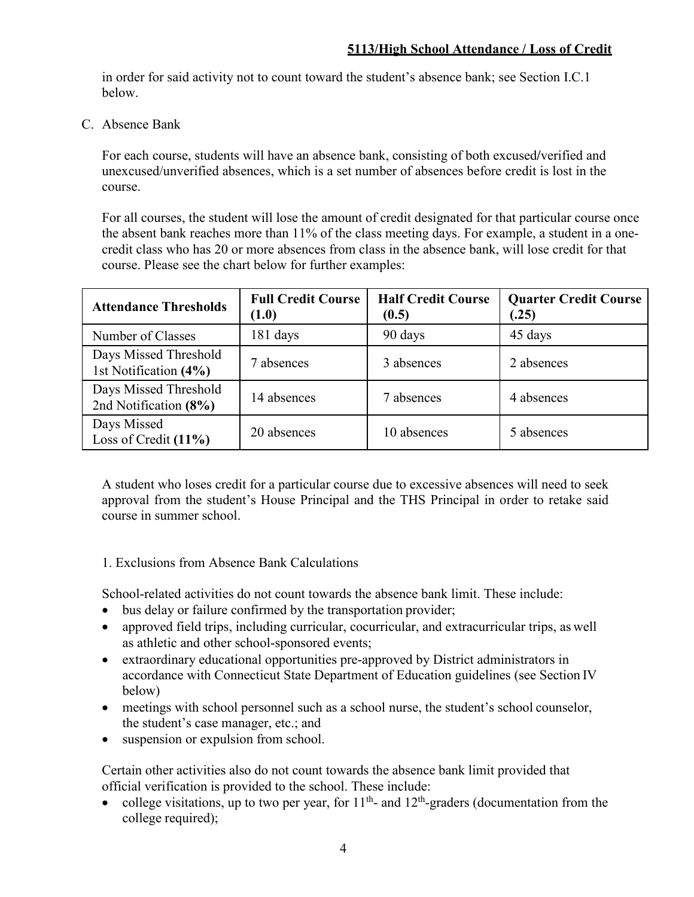in order for said activity not to count toward the student's absence bank; see Section I.C.1 below.

C. Absence Bank

For each course, students will have an absence bank, consisting of both excused/verified and unexcused/unverified absences, which is a set number of absences before credit is lost in the course.

For all courses, the student will lose the amount of credit designated for that particular course once the absent bank reaches more than 11% of the class meeting days. For example, a student in a one-credit class who has 20 or more absences from class in the absence bank, will lose credit for that course. Please see the chart below for further examples:

| **Attendance Thresholds** | **Full Credit Course (1.0)** | **Half Credit Course (0.5)** | **Quarter Credit Course (.25)** |
|---|---|---|---|
| Number of Classes | 181 days | 90 days | 45 days |
| Days Missed Threshold 1st Notification **(4%)** | 7 absences | 3 absences | 2 absences |
| Days Missed Threshold 2nd Notification **(8%)** | 14 absences | 7 absences | 4 absences |
| Days Missed Loss of Credit **(11%)** | 20 absences | 10 absences | 5 absences |

A student who loses credit for a particular course due to excessive absences will need to seek approval from the student's House Principal and the THS Principal in order to retake said course in summer school.

1. Exclusions from Absence Bank Calculations

School-related activities do not count towards the absence bank limit. These include:

- bus delay or failure confirmed by the transportation provider;
- approved field trips, including curricular, cocurricular, and extracurricular trips, as well as athletic and other school-sponsored events;
- extraordinary educational opportunities pre-approved by District administrators in accordance with Connecticut State Department of Education guidelines (see Section IV below)
- meetings with school personnel such as a school nurse, the student's school counselor, the student's case manager, etc.; and
- suspension or expulsion from school.

Certain other activities also do not count towards the absence bank limit provided that official verification is provided to the school. These include:

- college visitations, up to two per year, for 11th- and 12th-graders (documentation from the college required);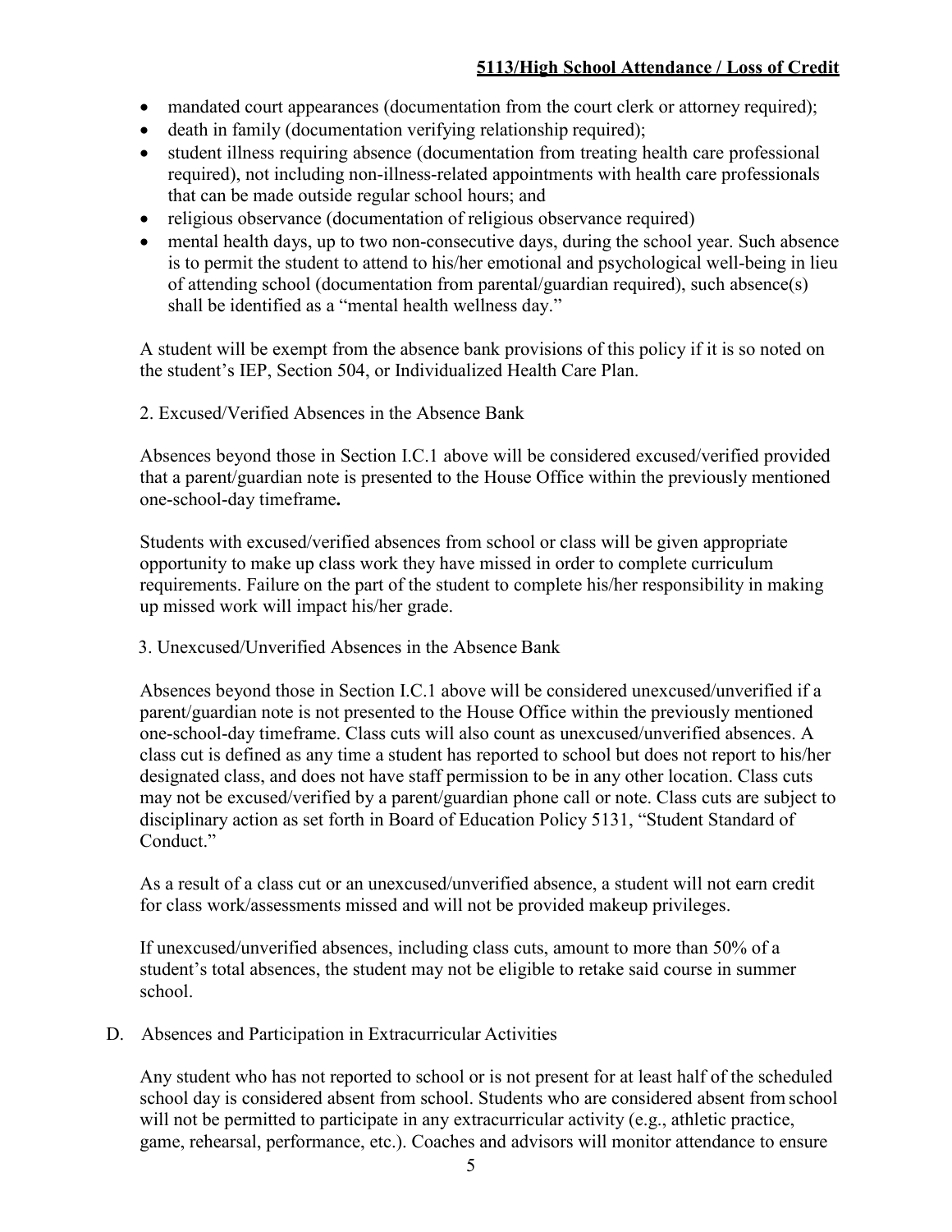- mandated court appearances (documentation from the court clerk or attorney required);
- death in family (documentation verifying relationship required);
- student illness requiring absence (documentation from treating health care professional required), not including non-illness-related appointments with health care professionals that can be made outside regular school hours; and
- religious observance (documentation of religious observance required)
- mental health days, up to two non-consecutive days, during the school year. Such absence is to permit the student to attend to his/her emotional and psychological well-being in lieu of attending school (documentation from parental/guardian required), such absence(s) shall be identified as a "mental health wellness day."

A student will be exempt from the absence bank provisions of this policy if it is so noted on the student's IEP, Section 504, or Individualized Health Care Plan.

2. Excused/Verified Absences in the Absence Bank

Absences beyond those in Section I.C.1 above will be considered excused/verified provided that a parent/guardian note is presented to the House Office within the previously mentioned one-school-day timeframe**.**

Students with excused/verified absences from school or class will be given appropriate opportunity to make up class work they have missed in order to complete curriculum requirements. Failure on the part of the student to complete his/her responsibility in making up missed work will impact his/her grade.

3. Unexcused/Unverified Absences in the Absence Bank

Absences beyond those in Section I.C.1 above will be considered unexcused/unverified if a parent/guardian note is not presented to the House Office within the previously mentioned one-school-day timeframe. Class cuts will also count as unexcused/unverified absences. A class cut is defined as any time a student has reported to school but does not report to his/her designated class, and does not have staff permission to be in any other location. Class cuts may not be excused/verified by a parent/guardian phone call or note. Class cuts are subject to disciplinary action as set forth in Board of Education Policy 5131, "Student Standard of Conduct."

As a result of a class cut or an unexcused/unverified absence, a student will not earn credit for class work/assessments missed and will not be provided makeup privileges.

If unexcused/unverified absences, including class cuts, amount to more than 50% of a student's total absences, the student may not be eligible to retake said course in summer school.

D. Absences and Participation in Extracurricular Activities

Any student who has not reported to school or is not present for at least half of the scheduled school day is considered absent from school. Students who are considered absent from school will not be permitted to participate in any extracurricular activity (e.g., athletic practice, game, rehearsal, performance, etc.). Coaches and advisors will monitor attendance to ensure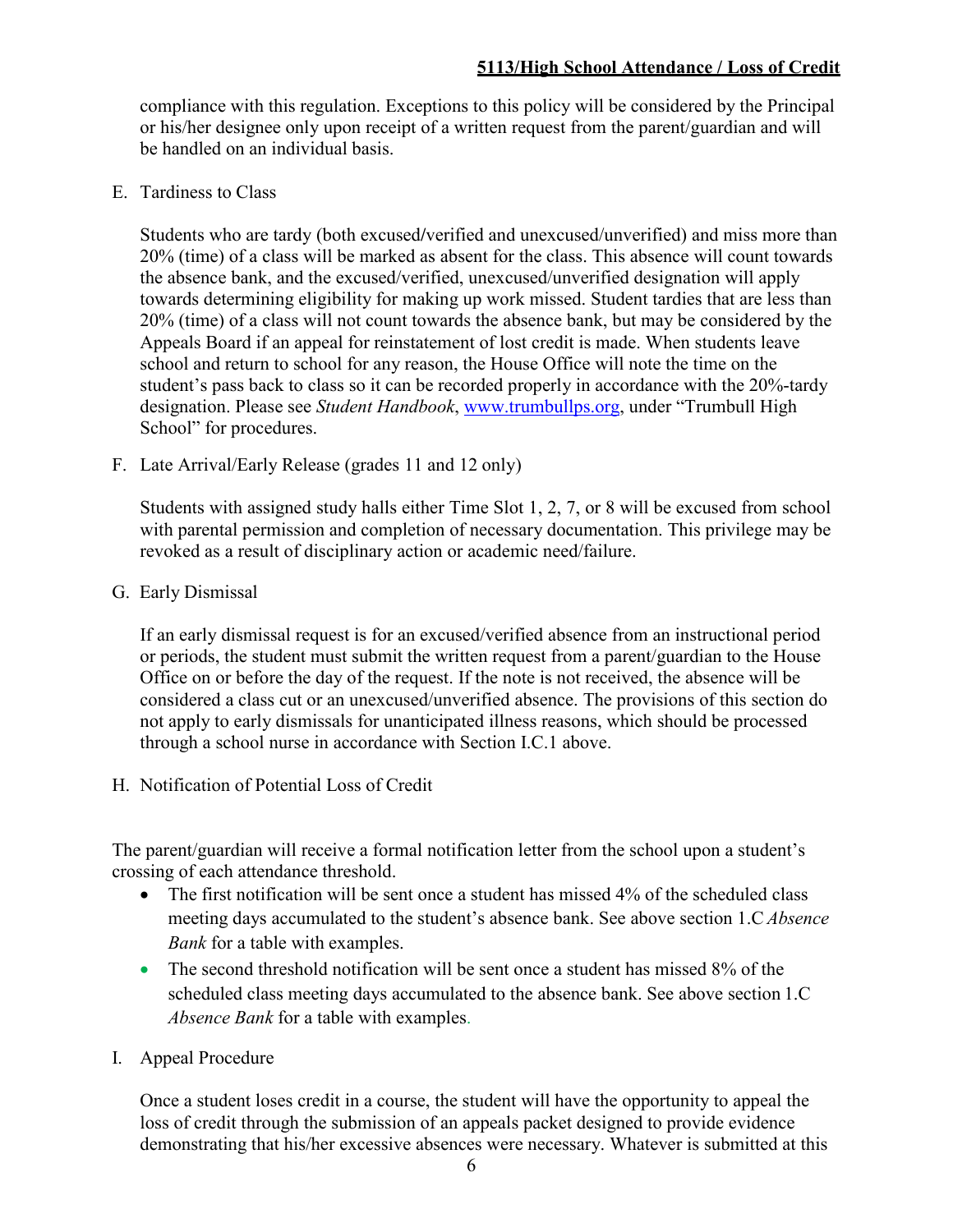compliance with this regulation. Exceptions to this policy will be considered by the Principal or his/her designee only upon receipt of a written request from the parent/guardian and will be handled on an individual basis.

E. Tardiness to Class

   Students who are tardy (both excused/verified and unexcused/unverified) and miss more than 20% (time) of a class will be marked as absent for the class. This absence will count towards the absence bank, and the excused/verified, unexcused/unverified designation will apply towards determining eligibility for making up work missed. Student tardies that are less than 20% (time) of a class will not count towards the absence bank, but may be considered by the Appeals Board if an appeal for reinstatement of lost credit is made. When students leave school and return to school for any reason, the House Office will note the time on the student's pass back to class so it can be recorded properly in accordance with the 20%-tardy designation. Please see *Student Handbook*, www.trumbullps.org, under "Trumbull High School" for procedures.

F. Late Arrival/Early Release (grades 11 and 12 only)

   Students with assigned study halls either Time Slot 1, 2, 7, or 8 will be excused from school with parental permission and completion of necessary documentation. This privilege may be revoked as a result of disciplinary action or academic need/failure.

G. Early Dismissal

   If an early dismissal request is for an excused/verified absence from an instructional period or periods, the student must submit the written request from a parent/guardian to the House Office on or before the day of the request. If the note is not received, the absence will be considered a class cut or an unexcused/unverified absence. The provisions of this section do not apply to early dismissals for unanticipated illness reasons, which should be processed through a school nurse in accordance with Section I.C.1 above.

H. Notification of Potential Loss of Credit

The parent/guardian will receive a formal notification letter from the school upon a student's crossing of each attendance threshold.

- The first notification will be sent once a student has missed 4% of the scheduled class meeting days accumulated to the student's absence bank. See above section 1.C *Absence Bank* for a table with examples.
- The second threshold notification will be sent once a student has missed 8% of the scheduled class meeting days accumulated to the absence bank. See above section 1.C *Absence Bank* for a table with examples.

I. Appeal Procedure

   Once a student loses credit in a course, the student will have the opportunity to appeal the loss of credit through the submission of an appeals packet designed to provide evidence demonstrating that his/her excessive absences were necessary. Whatever is submitted at this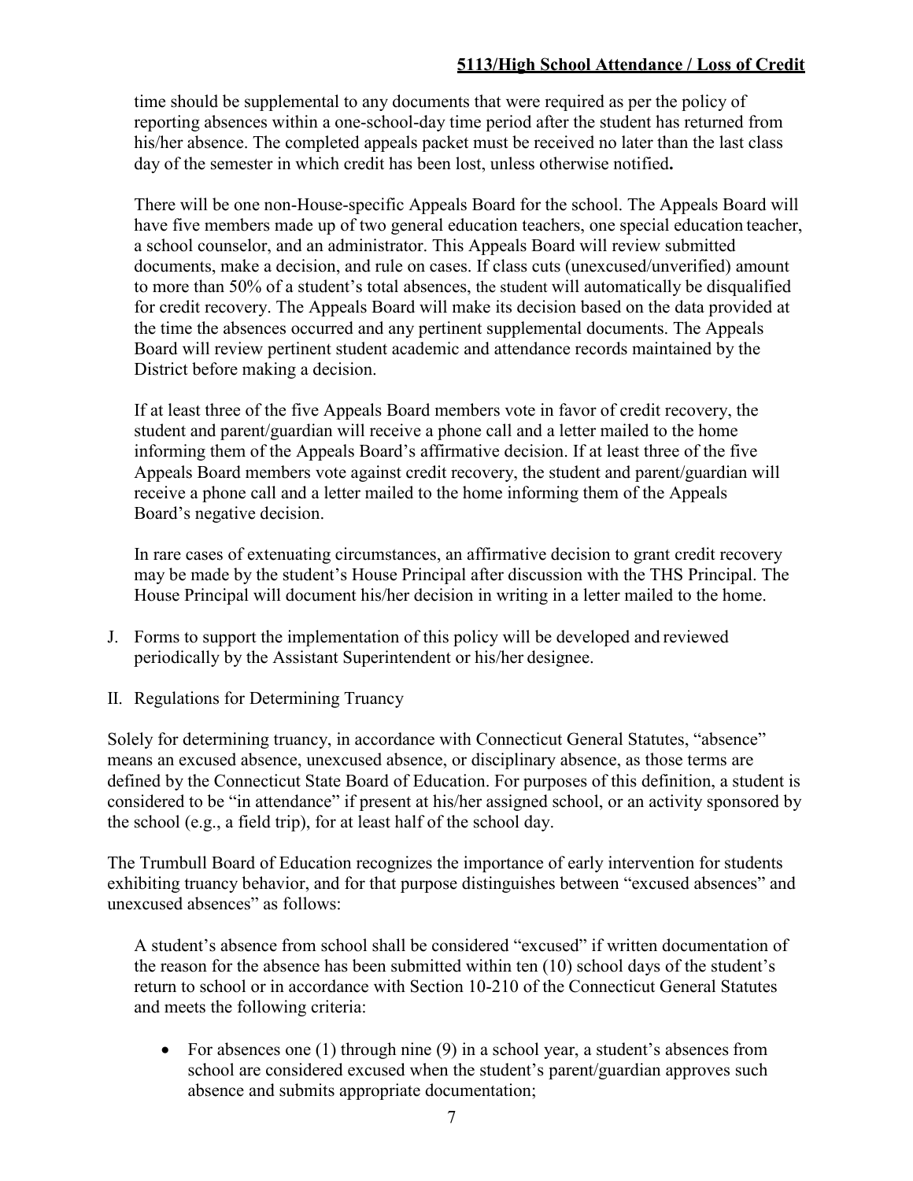time should be supplemental to any documents that were required as per the policy of reporting absences within a one-school-day time period after the student has returned from his/her absence. The completed appeals packet must be received no later than the last class day of the semester in which credit has been lost, unless otherwise notified**.**

There will be one non-House-specific Appeals Board for the school. The Appeals Board will have five members made up of two general education teachers, one special education teacher, a school counselor, and an administrator. This Appeals Board will review submitted documents, make a decision, and rule on cases. If class cuts (unexcused/unverified) amount to more than 50% of a student's total absences, the student will automatically be disqualified for credit recovery. The Appeals Board will make its decision based on the data provided at the time the absences occurred and any pertinent supplemental documents. The Appeals Board will review pertinent student academic and attendance records maintained by the District before making a decision.

If at least three of the five Appeals Board members vote in favor of credit recovery, the student and parent/guardian will receive a phone call and a letter mailed to the home informing them of the Appeals Board's affirmative decision. If at least three of the five Appeals Board members vote against credit recovery, the student and parent/guardian will receive a phone call and a letter mailed to the home informing them of the Appeals Board's negative decision.

In rare cases of extenuating circumstances, an affirmative decision to grant credit recovery may be made by the student's House Principal after discussion with the THS Principal. The House Principal will document his/her decision in writing in a letter mailed to the home.

J. Forms to support the implementation of this policy will be developed and reviewed periodically by the Assistant Superintendent or his/her designee.

II. Regulations for Determining Truancy

Solely for determining truancy, in accordance with Connecticut General Statutes, "absence" means an excused absence, unexcused absence, or disciplinary absence, as those terms are defined by the Connecticut State Board of Education. For purposes of this definition, a student is considered to be "in attendance" if present at his/her assigned school, or an activity sponsored by the school (e.g., a field trip), for at least half of the school day.

The Trumbull Board of Education recognizes the importance of early intervention for students exhibiting truancy behavior, and for that purpose distinguishes between "excused absences" and unexcused absences" as follows:

A student's absence from school shall be considered "excused" if written documentation of the reason for the absence has been submitted within ten (10) school days of the student's return to school or in accordance with Section 10-210 of the Connecticut General Statutes and meets the following criteria:

- For absences one (1) through nine (9) in a school year, a student's absences from school are considered excused when the student's parent/guardian approves such absence and submits appropriate documentation;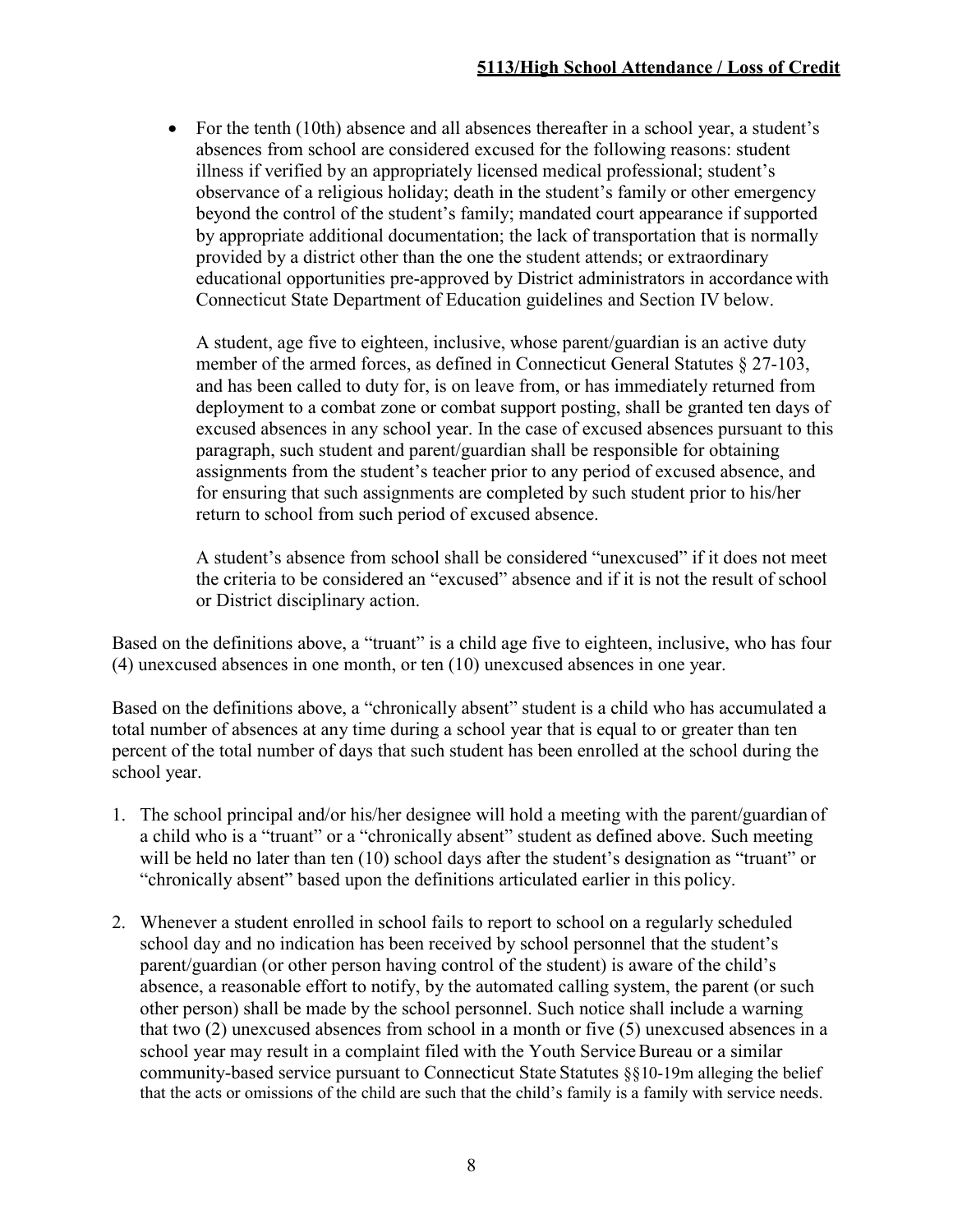- For the tenth (10th) absence and all absences thereafter in a school year, a student's absences from school are considered excused for the following reasons: student illness if verified by an appropriately licensed medical professional; student's observance of a religious holiday; death in the student's family or other emergency beyond the control of the student's family; mandated court appearance if supported by appropriate additional documentation; the lack of transportation that is normally provided by a district other than the one the student attends; or extraordinary educational opportunities pre-approved by District administrators in accordance with Connecticut State Department of Education guidelines and Section IV below.

  A student, age five to eighteen, inclusive, whose parent/guardian is an active duty member of the armed forces, as defined in Connecticut General Statutes § 27-103, and has been called to duty for, is on leave from, or has immediately returned from deployment to a combat zone or combat support posting, shall be granted ten days of excused absences in any school year. In the case of excused absences pursuant to this paragraph, such student and parent/guardian shall be responsible for obtaining assignments from the student's teacher prior to any period of excused absence, and for ensuring that such assignments are completed by such student prior to his/her return to school from such period of excused absence.

  A student's absence from school shall be considered "unexcused" if it does not meet the criteria to be considered an "excused" absence and if it is not the result of school or District disciplinary action.

Based on the definitions above, a "truant" is a child age five to eighteen, inclusive, who has four (4) unexcused absences in one month, or ten (10) unexcused absences in one year.

Based on the definitions above, a "chronically absent" student is a child who has accumulated a total number of absences at any time during a school year that is equal to or greater than ten percent of the total number of days that such student has been enrolled at the school during the school year.

1. The school principal and/or his/her designee will hold a meeting with the parent/guardian of a child who is a "truant" or a "chronically absent" student as defined above. Such meeting will be held no later than ten (10) school days after the student's designation as "truant" or "chronically absent" based upon the definitions articulated earlier in this policy.

2. Whenever a student enrolled in school fails to report to school on a regularly scheduled school day and no indication has been received by school personnel that the student's parent/guardian (or other person having control of the student) is aware of the child's absence, a reasonable effort to notify, by the automated calling system, the parent (or such other person) shall be made by the school personnel. Such notice shall include a warning that two (2) unexcused absences from school in a month or five (5) unexcused absences in a school year may result in a complaint filed with the Youth Service Bureau or a similar community-based service pursuant to Connecticut State Statutes §§10-19m alleging the belief that the acts or omissions of the child are such that the child's family is a family with service needs.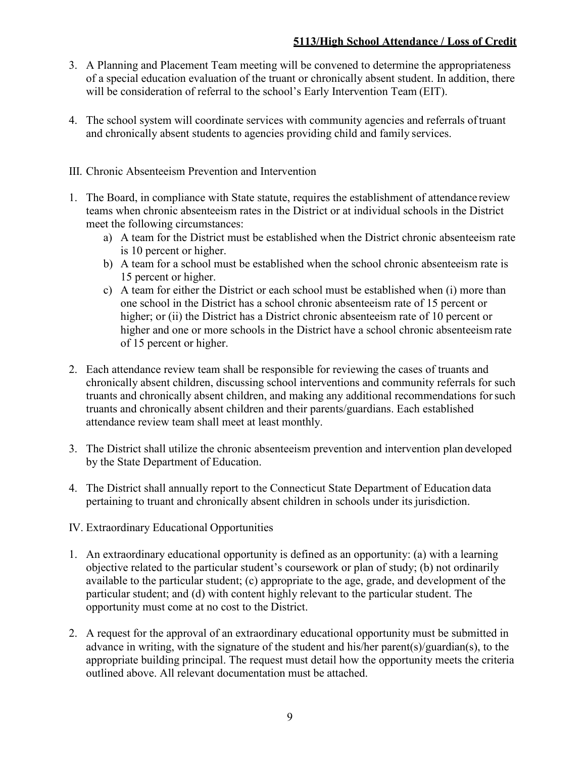3. A Planning and Placement Team meeting will be convened to determine the appropriateness of a special education evaluation of the truant or chronically absent student. In addition, there will be consideration of referral to the school's Early Intervention Team (EIT).

4. The school system will coordinate services with community agencies and referrals of truant and chronically absent students to agencies providing child and family services.

III. Chronic Absenteeism Prevention and Intervention

1. The Board, in compliance with State statute, requires the establishment of attendance review teams when chronic absenteeism rates in the District or at individual schools in the District meet the following circumstances:
   a) A team for the District must be established when the District chronic absenteeism rate is 10 percent or higher.
   b) A team for a school must be established when the school chronic absenteeism rate is 15 percent or higher.
   c) A team for either the District or each school must be established when (i) more than one school in the District has a school chronic absenteeism rate of 15 percent or higher; or (ii) the District has a District chronic absenteeism rate of 10 percent or higher and one or more schools in the District have a school chronic absenteeism rate of 15 percent or higher.

2. Each attendance review team shall be responsible for reviewing the cases of truants and chronically absent children, discussing school interventions and community referrals for such truants and chronically absent children, and making any additional recommendations for such truants and chronically absent children and their parents/guardians. Each established attendance review team shall meet at least monthly.

3. The District shall utilize the chronic absenteeism prevention and intervention plan developed by the State Department of Education.

4. The District shall annually report to the Connecticut State Department of Education data pertaining to truant and chronically absent children in schools under its jurisdiction.

IV. Extraordinary Educational Opportunities

1. An extraordinary educational opportunity is defined as an opportunity: (a) with a learning objective related to the particular student's coursework or plan of study; (b) not ordinarily available to the particular student; (c) appropriate to the age, grade, and development of the particular student; and (d) with content highly relevant to the particular student. The opportunity must come at no cost to the District.

2. A request for the approval of an extraordinary educational opportunity must be submitted in advance in writing, with the signature of the student and his/her parent(s)/guardian(s), to the appropriate building principal. The request must detail how the opportunity meets the criteria outlined above. All relevant documentation must be attached.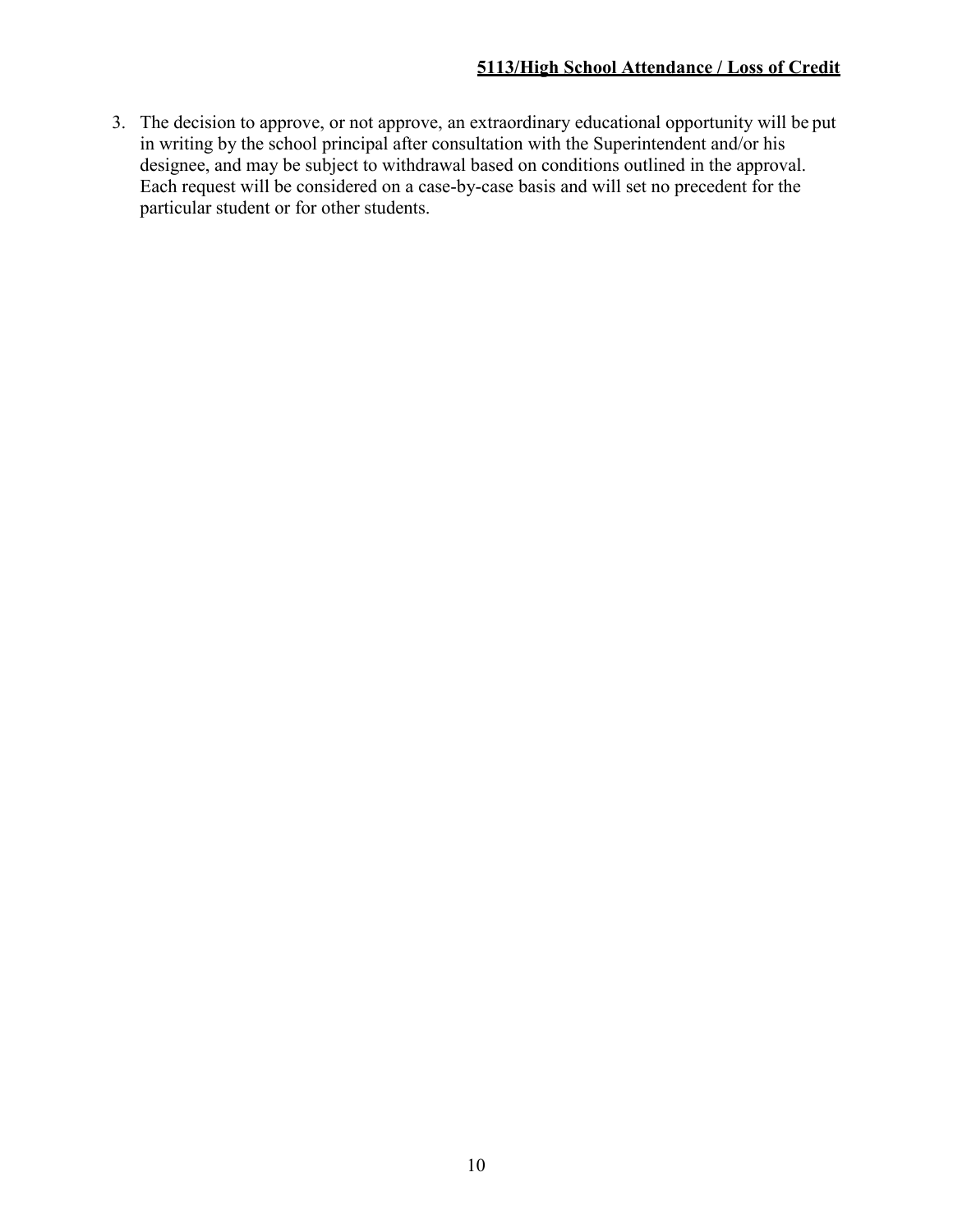3. The decision to approve, or not approve, an extraordinary educational opportunity will be put in writing by the school principal after consultation with the Superintendent and/or his designee, and may be subject to withdrawal based on conditions outlined in the approval. Each request will be considered on a case-by-case basis and will set no precedent for the particular student or for other students.